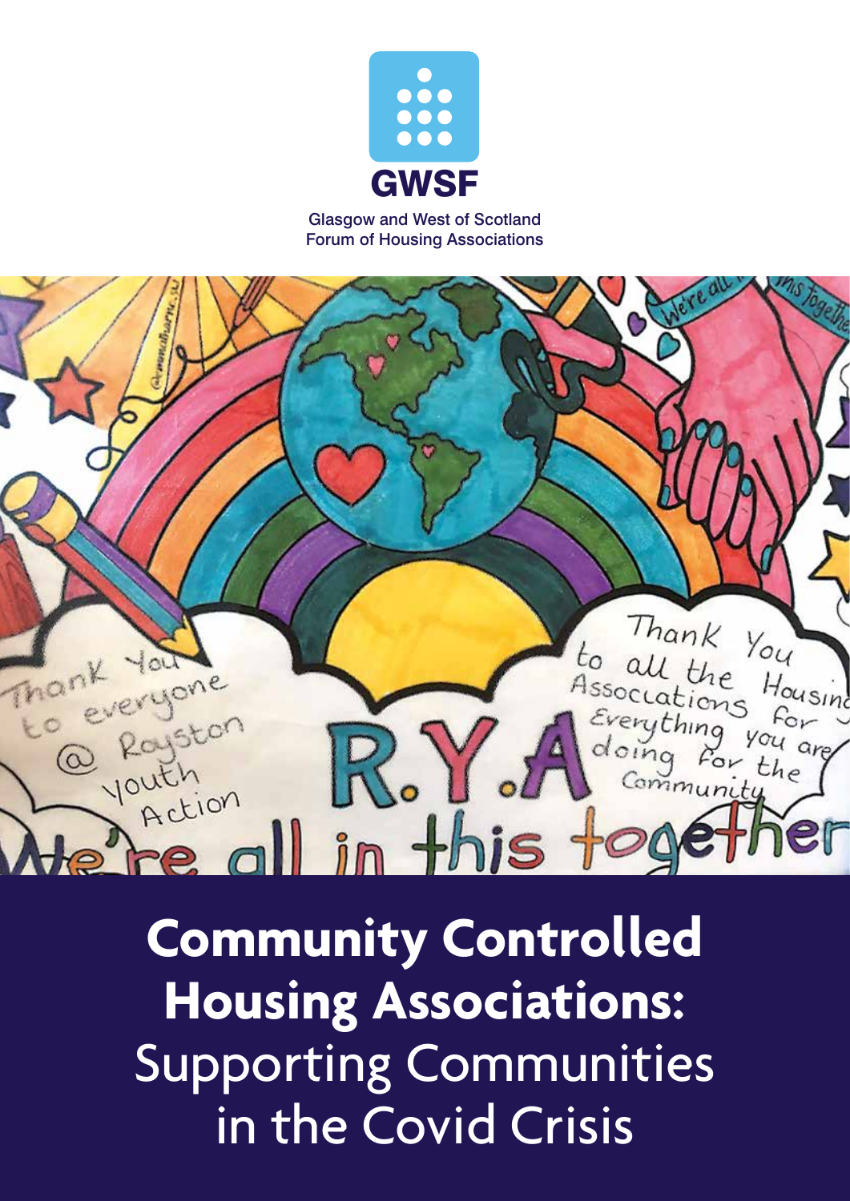GWSF

Glasgow and West of Scotland Forum of Housing Associations

# Community Controlled Housing Associations: Supporting Communities in the Covid Crisis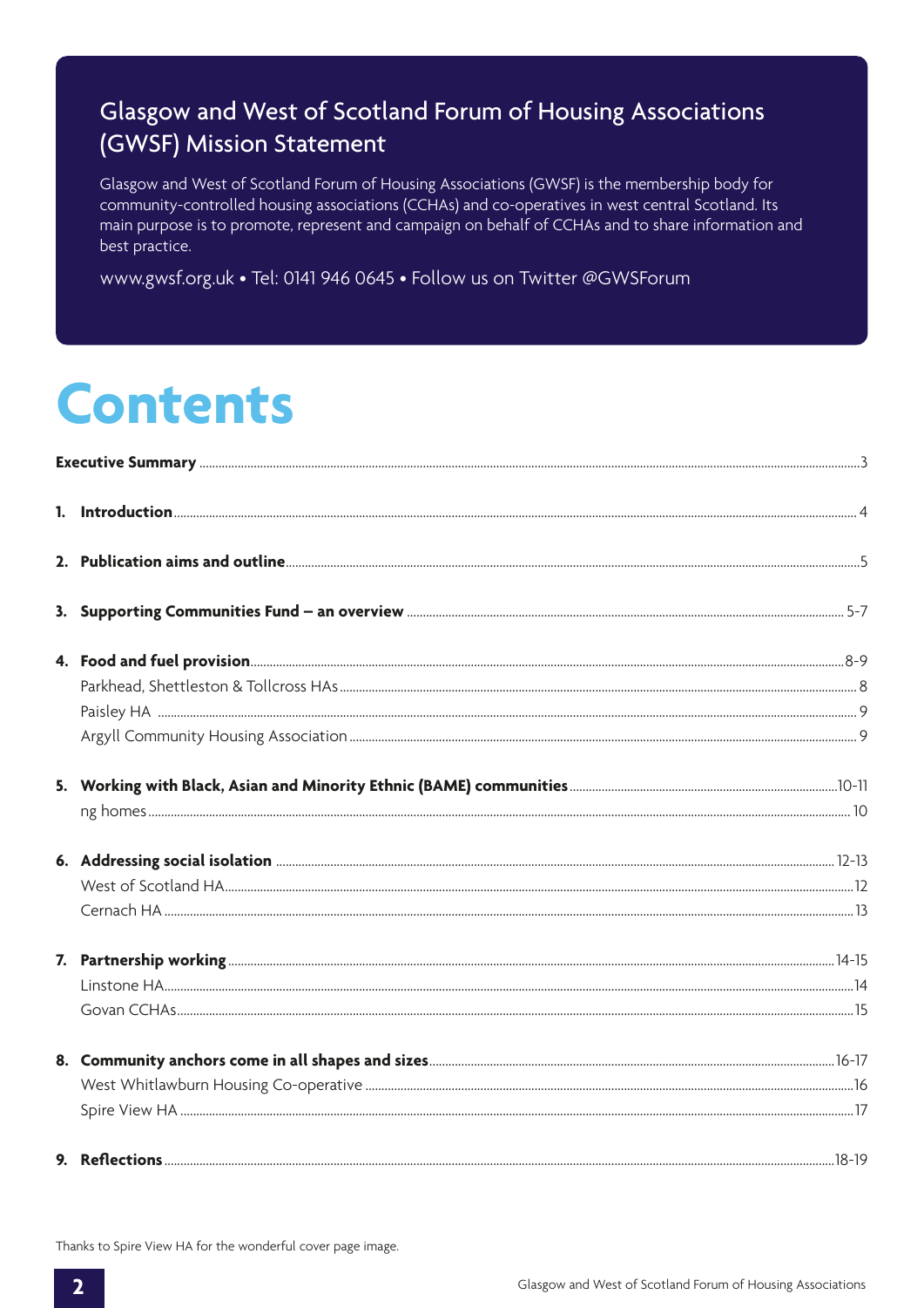## Glasgow and West of Scotland Forum of Housing Associations (GWSF) Mission Statement

Glasgow and West of Scotland Forum of Housing Associations (GWSF) is the membership body for community-controlled housing associations (CCHAs) and co-operatives in west central Scotland. Its main purpose is to promote, represent and campaign on behalf of CCHAs and to share information and best practice.

www.gwsf.org.uk • Tel: 0141 946 0645 • Follow us on Twitter @GWSForum

# Contents

| | |
|---|---|
| **Executive Summary** | 3 |
| **1. Introduction** | 4 |
| **2. Publication aims and outline** | 5 |
| **3. Supporting Communities Fund – an overview** | 5-7 |
| **4. Food and fuel provision** | 8-9 |
| Parkhead, Shettleston & Tollcross HAs | 8 |
| Paisley HA | 9 |
| Argyll Community Housing Association | 9 |
| **5. Working with Black, Asian and Minority Ethnic (BAME) communities** | 10-11 |
| ng homes | 10 |
| **6. Addressing social isolation** | 12-13 |
| West of Scotland HA | 12 |
| Cernach HA | 13 |
| **7. Partnership working** | 14-15 |
| Linstone HA | 14 |
| Govan CCHAs | 15 |
| **8. Community anchors come in all shapes and sizes** | 16-17 |
| West Whitlawburn Housing Co-operative | 16 |
| Spire View HA | 17 |
| **9. Reflections** | 18-19 |

Thanks to Spire View HA for the wonderful cover page image.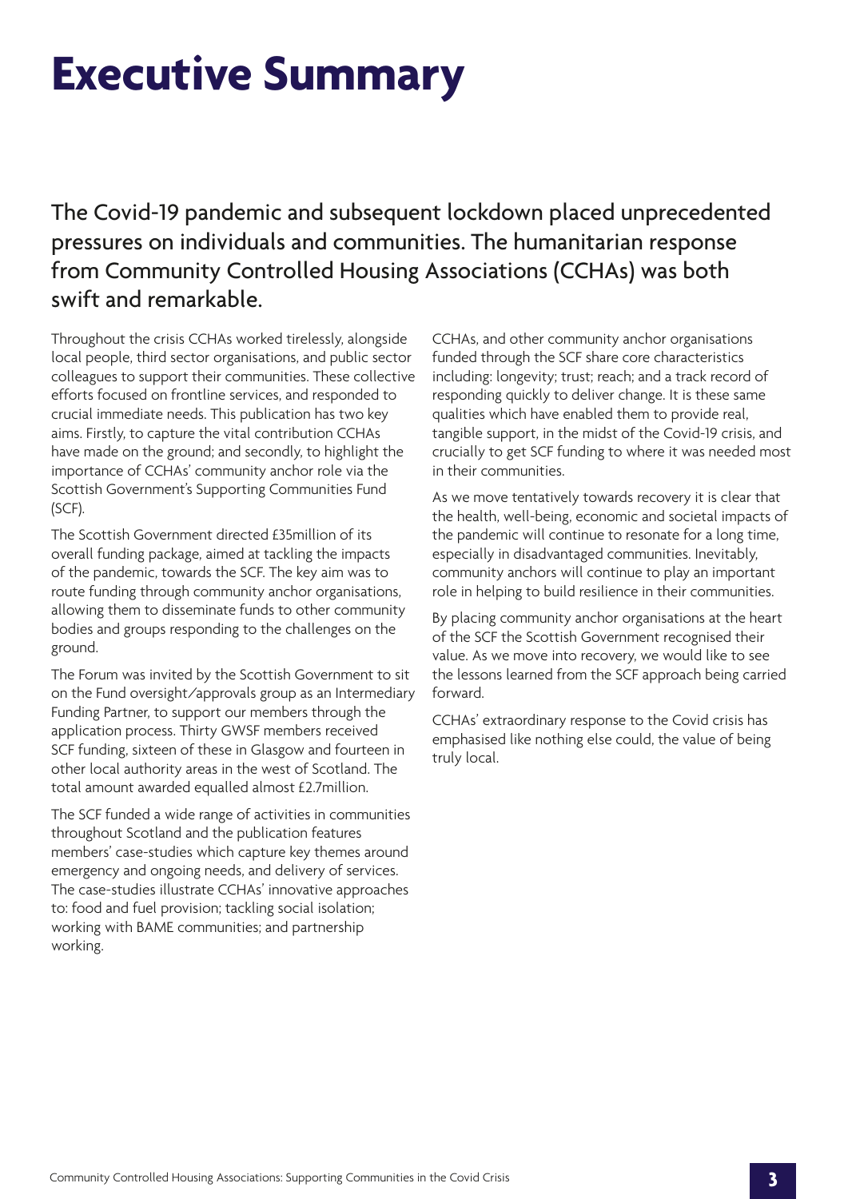# Executive Summary

The Covid-19 pandemic and subsequent lockdown placed unprecedented pressures on individuals and communities. The humanitarian response from Community Controlled Housing Associations (CCHAs) was both swift and remarkable.

Throughout the crisis CCHAs worked tirelessly, alongside local people, third sector organisations, and public sector colleagues to support their communities. These collective efforts focused on frontline services, and responded to crucial immediate needs. This publication has two key aims. Firstly, to capture the vital contribution CCHAs have made on the ground; and secondly, to highlight the importance of CCHAs' community anchor role via the Scottish Government's Supporting Communities Fund (SCF).

The Scottish Government directed £35million of its overall funding package, aimed at tackling the impacts of the pandemic, towards the SCF. The key aim was to route funding through community anchor organisations, allowing them to disseminate funds to other community bodies and groups responding to the challenges on the ground.

The Forum was invited by the Scottish Government to sit on the Fund oversight/approvals group as an Intermediary Funding Partner, to support our members through the application process. Thirty GWSF members received SCF funding, sixteen of these in Glasgow and fourteen in other local authority areas in the west of Scotland. The total amount awarded equalled almost £2.7million.

The SCF funded a wide range of activities in communities throughout Scotland and the publication features members' case-studies which capture key themes around emergency and ongoing needs, and delivery of services. The case-studies illustrate CCHAs' innovative approaches to: food and fuel provision; tackling social isolation; working with BAME communities; and partnership working.

CCHAs, and other community anchor organisations funded through the SCF share core characteristics including: longevity; trust; reach; and a track record of responding quickly to deliver change. It is these same qualities which have enabled them to provide real, tangible support, in the midst of the Covid-19 crisis, and crucially to get SCF funding to where it was needed most in their communities.

As we move tentatively towards recovery it is clear that the health, well-being, economic and societal impacts of the pandemic will continue to resonate for a long time, especially in disadvantaged communities. Inevitably, community anchors will continue to play an important role in helping to build resilience in their communities.

By placing community anchor organisations at the heart of the SCF the Scottish Government recognised their value. As we move into recovery, we would like to see the lessons learned from the SCF approach being carried forward.

CCHAs' extraordinary response to the Covid crisis has emphasised like nothing else could, the value of being truly local.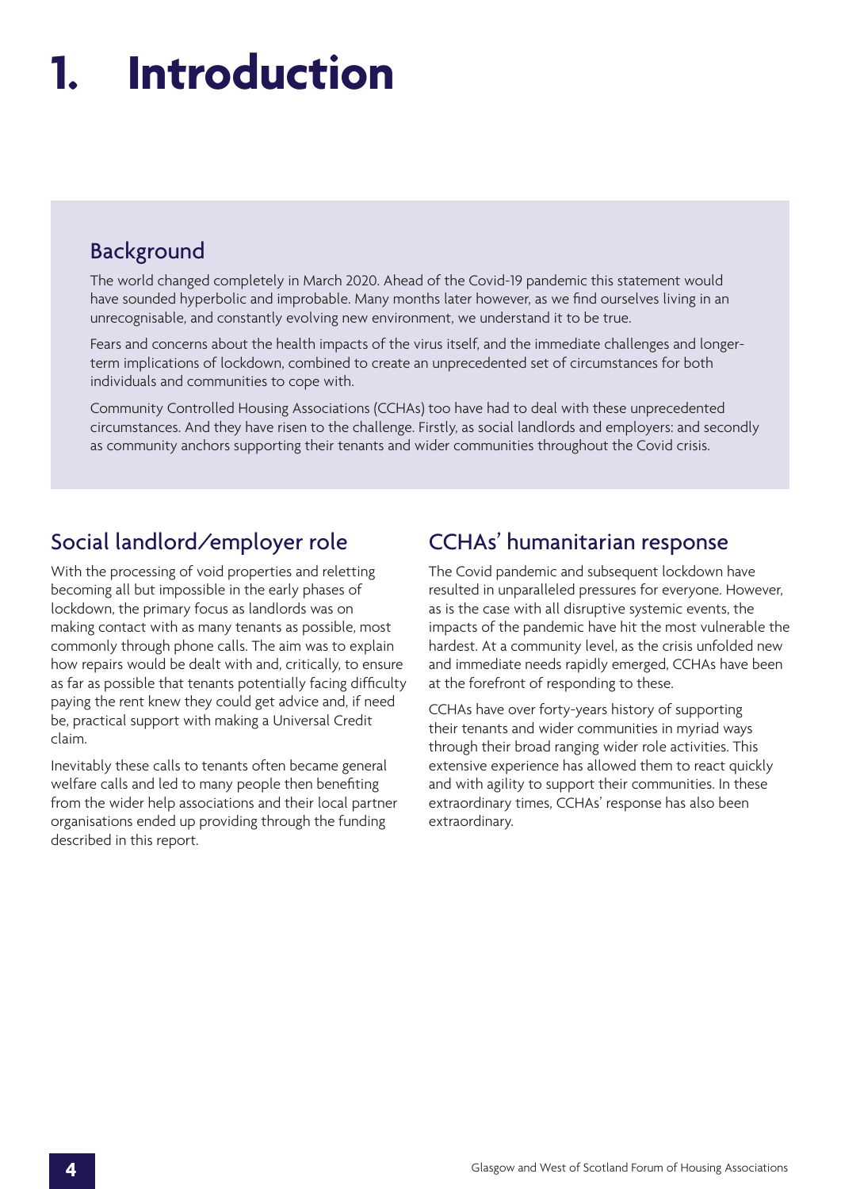# 1. Introduction

## Background

The world changed completely in March 2020. Ahead of the Covid-19 pandemic this statement would have sounded hyperbolic and improbable. Many months later however, as we find ourselves living in an unrecognisable, and constantly evolving new environment, we understand it to be true.

Fears and concerns about the health impacts of the virus itself, and the immediate challenges and longer-term implications of lockdown, combined to create an unprecedented set of circumstances for both individuals and communities to cope with.

Community Controlled Housing Associations (CCHAs) too have had to deal with these unprecedented circumstances. And they have risen to the challenge. Firstly, as social landlords and employers: and secondly as community anchors supporting their tenants and wider communities throughout the Covid crisis.

## Social landlord/employer role

With the processing of void properties and reletting becoming all but impossible in the early phases of lockdown, the primary focus as landlords was on making contact with as many tenants as possible, most commonly through phone calls. The aim was to explain how repairs would be dealt with and, critically, to ensure as far as possible that tenants potentially facing difficulty paying the rent knew they could get advice and, if need be, practical support with making a Universal Credit claim.

Inevitably these calls to tenants often became general welfare calls and led to many people then benefiting from the wider help associations and their local partner organisations ended up providing through the funding described in this report.

## CCHAs' humanitarian response

The Covid pandemic and subsequent lockdown have resulted in unparalleled pressures for everyone. However, as is the case with all disruptive systemic events, the impacts of the pandemic have hit the most vulnerable the hardest. At a community level, as the crisis unfolded new and immediate needs rapidly emerged, CCHAs have been at the forefront of responding to these.

CCHAs have over forty-years history of supporting their tenants and wider communities in myriad ways through their broad ranging wider role activities. This extensive experience has allowed them to react quickly and with agility to support their communities. In these extraordinary times, CCHAs' response has also been extraordinary.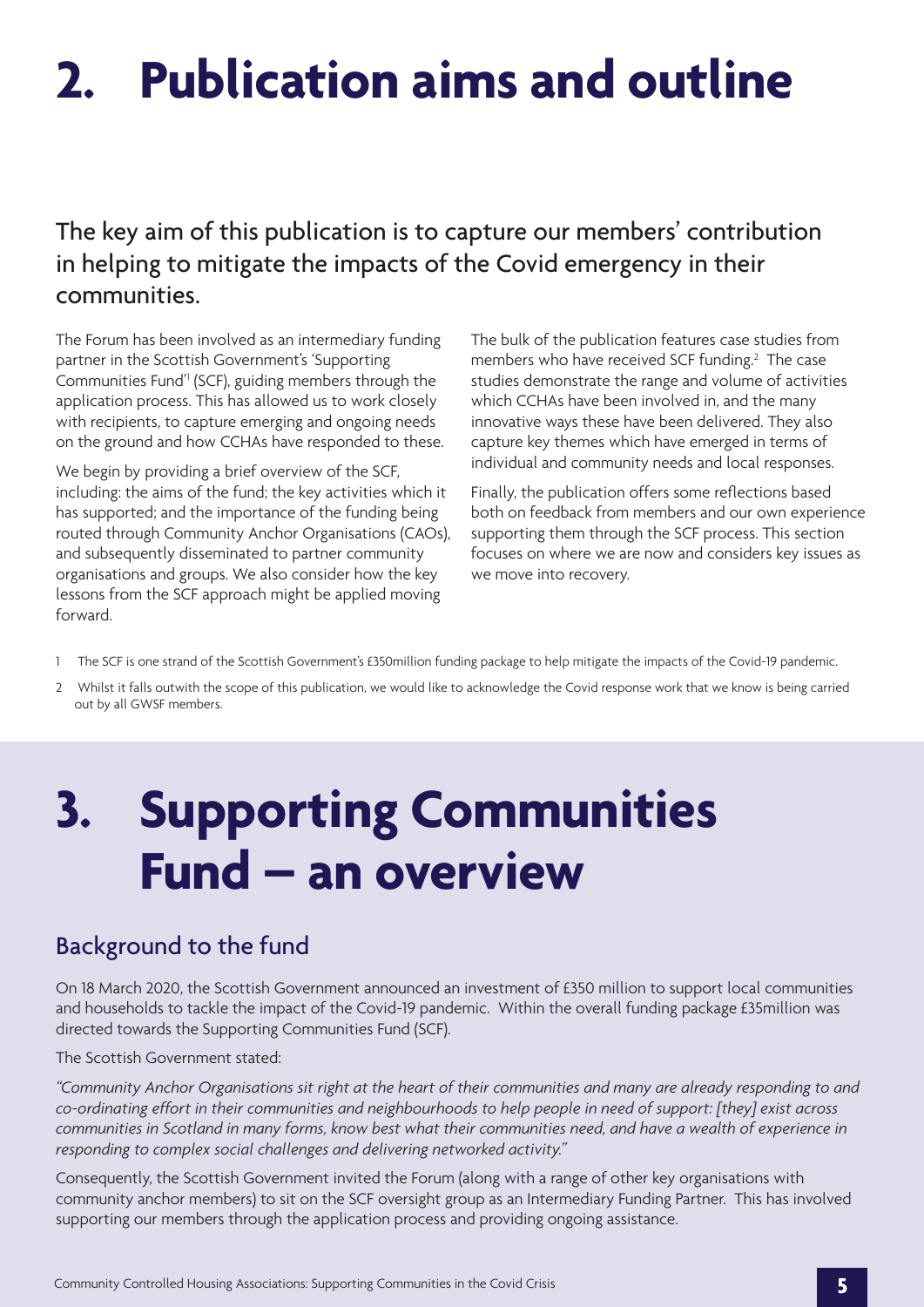# 2. Publication aims and outline

The key aim of this publication is to capture our members' contribution in helping to mitigate the impacts of the Covid emergency in their communities.

The Forum has been involved as an intermediary funding partner in the Scottish Government's 'Supporting Communities Fund'[1] (SCF), guiding members through the application process. This has allowed us to work closely with recipients, to capture emerging and ongoing needs on the ground and how CCHAs have responded to these.

We begin by providing a brief overview of the SCF, including: the aims of the fund; the key activities which it has supported; and the importance of the funding being routed through Community Anchor Organisations (CAOs), and subsequently disseminated to partner community organisations and groups. We also consider how the key lessons from the SCF approach might be applied moving forward.

The bulk of the publication features case studies from members who have received SCF funding.[2] The case studies demonstrate the range and volume of activities which CCHAs have been involved in, and the many innovative ways these have been delivered. They also capture key themes which have emerged in terms of individual and community needs and local responses.

Finally, the publication offers some reflections based both on feedback from members and our own experience supporting them through the SCF process. This section focuses on where we are now and considers key issues as we move into recovery.

1 The SCF is one strand of the Scottish Government's £350million funding package to help mitigate the impacts of the Covid-19 pandemic.

2 Whilst it falls outwith the scope of this publication, we would like to acknowledge the Covid response work that we know is being carried out by all GWSF members.

# 3. Supporting Communities Fund – an overview

## Background to the fund

On 18 March 2020, the Scottish Government announced an investment of £350 million to support local communities and households to tackle the impact of the Covid-19 pandemic. Within the overall funding package £35million was directed towards the Supporting Communities Fund (SCF).

The Scottish Government stated:

*"Community Anchor Organisations sit right at the heart of their communities and many are already responding to and co-ordinating effort in their communities and neighbourhoods to help people in need of support: [they] exist across communities in Scotland in many forms, know best what their communities need, and have a wealth of experience in responding to complex social challenges and delivering networked activity."*

Consequently, the Scottish Government invited the Forum (along with a range of other key organisations with community anchor members) to sit on the SCF oversight group as an Intermediary Funding Partner. This has involved supporting our members through the application process and providing ongoing assistance.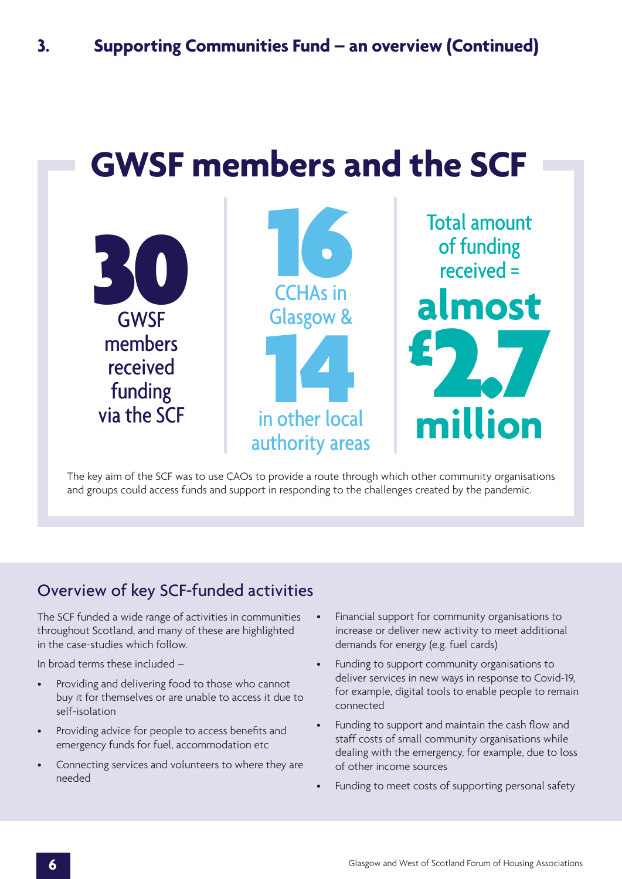## 3. Supporting Communities Fund – an overview (Continued)

# GWSF members and the SCF

**30** GWSF members received funding via the SCF

**16** CCHAs in Glasgow & **14** in other local authority areas

Total amount of funding received = **almost £2.7 million**

The key aim of the SCF was to use CAOs to provide a route through which other community organisations and groups could access funds and support in responding to the challenges created by the pandemic.

## Overview of key SCF-funded activities

The SCF funded a wide range of activities in communities throughout Scotland, and many of these are highlighted in the case-studies which follow.

In broad terms these included –

- Providing and delivering food to those who cannot buy it for themselves or are unable to access it due to self-isolation
- Providing advice for people to access benefits and emergency funds for fuel, accommodation etc
- Connecting services and volunteers to where they are needed
- Financial support for community organisations to increase or deliver new activity to meet additional demands for energy (e.g. fuel cards)
- Funding to support community organisations to deliver services in new ways in response to Covid-19, for example, digital tools to enable people to remain connected
- Funding to support and maintain the cash flow and staff costs of small community organisations while dealing with the emergency, for example, due to loss of other income sources
- Funding to meet costs of supporting personal safety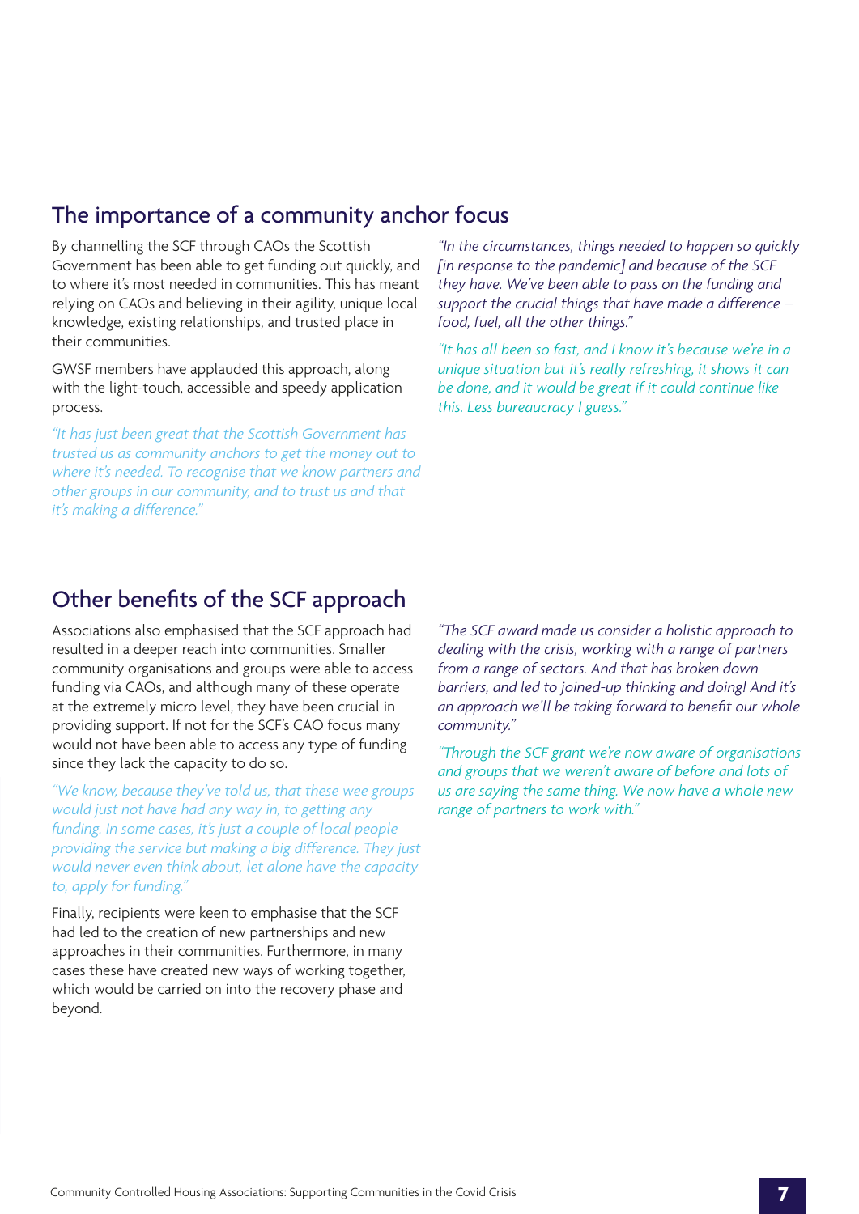## The importance of a community anchor focus

By channelling the SCF through CAOs the Scottish Government has been able to get funding out quickly, and to where it's most needed in communities. This has meant relying on CAOs and believing in their agility, unique local knowledge, existing relationships, and trusted place in their communities.

GWSF members have applauded this approach, along with the light-touch, accessible and speedy application process.

*"It has just been great that the Scottish Government has trusted us as community anchors to get the money out to where it's needed. To recognise that we know partners and other groups in our community, and to trust us and that it's making a difference."*

*"In the circumstances, things needed to happen so quickly [in response to the pandemic] and because of the SCF they have. We've been able to pass on the funding and support the crucial things that have made a difference – food, fuel, all the other things."*

*"It has all been so fast, and I know it's because we're in a unique situation but it's really refreshing, it shows it can be done, and it would be great if it could continue like this. Less bureaucracy I guess."*

## Other benefits of the SCF approach

Associations also emphasised that the SCF approach had resulted in a deeper reach into communities. Smaller community organisations and groups were able to access funding via CAOs, and although many of these operate at the extremely micro level, they have been crucial in providing support. If not for the SCF's CAO focus many would not have been able to access any type of funding since they lack the capacity to do so.

*"We know, because they've told us, that these wee groups would just not have had any way in, to getting any funding. In some cases, it's just a couple of local people providing the service but making a big difference. They just would never even think about, let alone have the capacity to, apply for funding."*

Finally, recipients were keen to emphasise that the SCF had led to the creation of new partnerships and new approaches in their communities. Furthermore, in many cases these have created new ways of working together, which would be carried on into the recovery phase and beyond.

*"The SCF award made us consider a holistic approach to dealing with the crisis, working with a range of partners from a range of sectors. And that has broken down barriers, and led to joined-up thinking and doing! And it's an approach we'll be taking forward to benefit our whole community."*

*"Through the SCF grant we're now aware of organisations and groups that we weren't aware of before and lots of us are saying the same thing. We now have a whole new range of partners to work with."*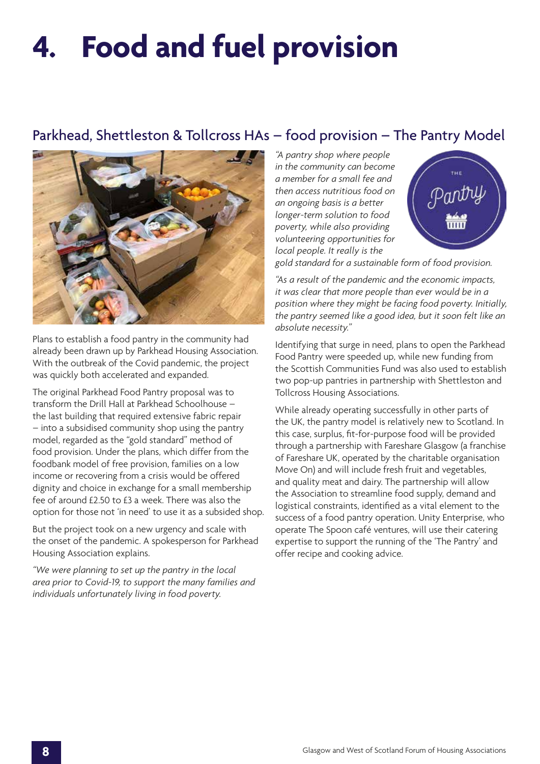# 4. Food and fuel provision

## Parkhead, Shettleston & Tollcross HAs – food provision – The Pantry Model

Plans to establish a food pantry in the community had already been drawn up by Parkhead Housing Association. With the outbreak of the Covid pandemic, the project was quickly both accelerated and expanded.

The original Parkhead Food Pantry proposal was to transform the Drill Hall at Parkhead Schoolhouse – the last building that required extensive fabric repair – into a subsidised community shop using the pantry model, regarded as the "gold standard" method of food provision. Under the plans, which differ from the foodbank model of free provision, families on a low income or recovering from a crisis would be offered dignity and choice in exchange for a small membership fee of around £2.50 to £3 a week. There was also the option for those not 'in need' to use it as a subsided shop.

But the project took on a new urgency and scale with the onset of the pandemic. A spokesperson for Parkhead Housing Association explains.

*"We were planning to set up the pantry in the local area prior to Covid-19, to support the many families and individuals unfortunately living in food poverty.*

*"A pantry shop where people in the community can become a member for a small fee and then access nutritious food on an ongoing basis is a better longer-term solution to food poverty, while also providing volunteering opportunities for local people. It really is the gold standard for a sustainable form of food provision.*

*"As a result of the pandemic and the economic impacts, it was clear that more people than ever would be in a position where they might be facing food poverty. Initially, the pantry seemed like a good idea, but it soon felt like an absolute necessity."*

Identifying that surge in need, plans to open the Parkhead Food Pantry were speeded up, while new funding from the Scottish Communities Fund was also used to establish two pop-up pantries in partnership with Shettleston and Tollcross Housing Associations.

While already operating successfully in other parts of the UK, the pantry model is relatively new to Scotland. In this case, surplus, fit-for-purpose food will be provided through a partnership with Fareshare Glasgow (a franchise of Fareshare UK, operated by the charitable organisation Move On) and will include fresh fruit and vegetables, and quality meat and dairy. The partnership will allow the Association to streamline food supply, demand and logistical constraints, identified as a vital element to the success of a food pantry operation. Unity Enterprise, who operate The Spoon café ventures, will use their catering expertise to support the running of the 'The Pantry' and offer recipe and cooking advice.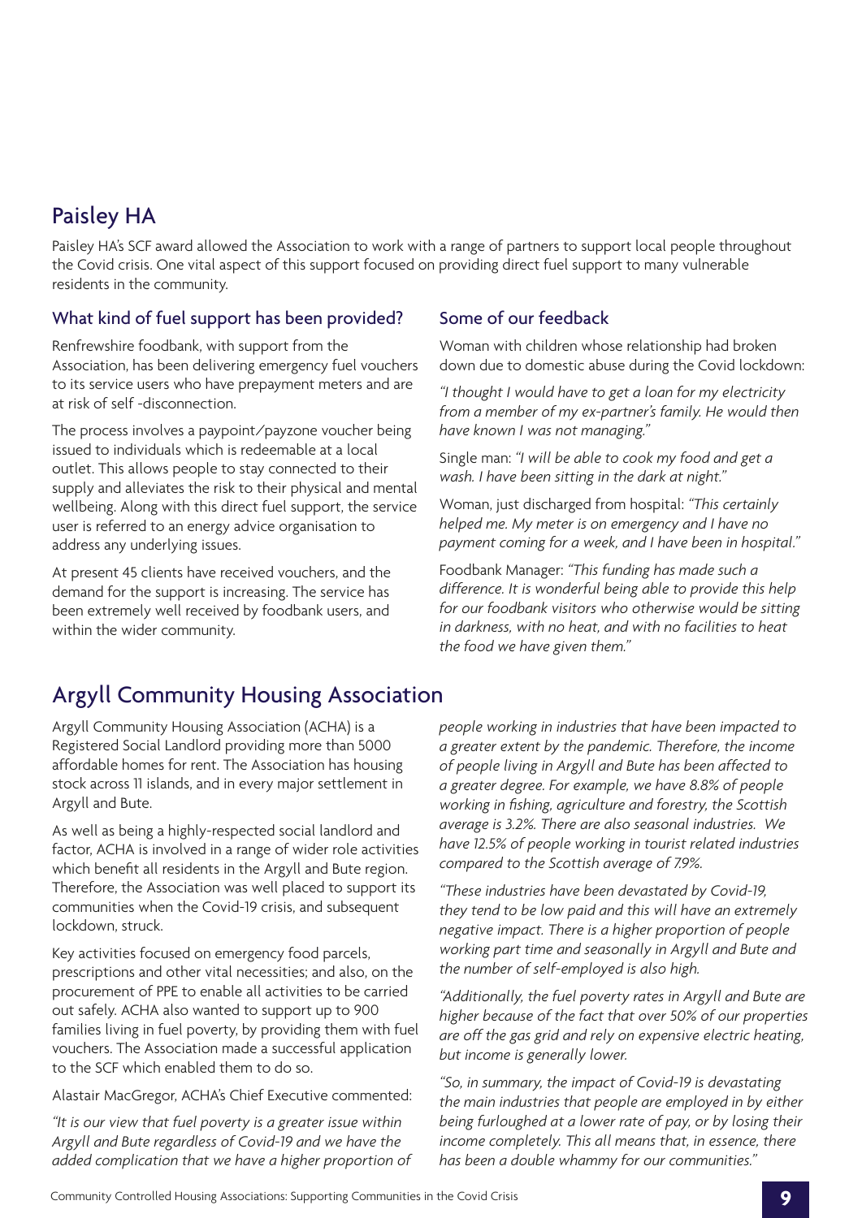## Paisley HA

Paisley HA's SCF award allowed the Association to work with a range of partners to support local people throughout the Covid crisis. One vital aspect of this support focused on providing direct fuel support to many vulnerable residents in the community.

### What kind of fuel support has been provided?

Renfrewshire foodbank, with support from the Association, has been delivering emergency fuel vouchers to its service users who have prepayment meters and are at risk of self -disconnection.

The process involves a paypoint/payzone voucher being issued to individuals which is redeemable at a local outlet. This allows people to stay connected to their supply and alleviates the risk to their physical and mental wellbeing. Along with this direct fuel support, the service user is referred to an energy advice organisation to address any underlying issues.

At present 45 clients have received vouchers, and the demand for the support is increasing. The service has been extremely well received by foodbank users, and within the wider community.

### Some of our feedback

Woman with children whose relationship had broken down due to domestic abuse during the Covid lockdown:

*"I thought I would have to get a loan for my electricity from a member of my ex-partner's family. He would then have known I was not managing."*

Single man: *"I will be able to cook my food and get a wash. I have been sitting in the dark at night."*

Woman, just discharged from hospital: *"This certainly helped me. My meter is on emergency and I have no payment coming for a week, and I have been in hospital."*

Foodbank Manager: *"This funding has made such a difference. It is wonderful being able to provide this help for our foodbank visitors who otherwise would be sitting in darkness, with no heat, and with no facilities to heat the food we have given them."*

## Argyll Community Housing Association

Argyll Community Housing Association (ACHA) is a Registered Social Landlord providing more than 5000 affordable homes for rent. The Association has housing stock across 11 islands, and in every major settlement in Argyll and Bute.

As well as being a highly-respected social landlord and factor, ACHA is involved in a range of wider role activities which benefit all residents in the Argyll and Bute region. Therefore, the Association was well placed to support its communities when the Covid-19 crisis, and subsequent lockdown, struck.

Key activities focused on emergency food parcels, prescriptions and other vital necessities; and also, on the procurement of PPE to enable all activities to be carried out safely. ACHA also wanted to support up to 900 families living in fuel poverty, by providing them with fuel vouchers. The Association made a successful application to the SCF which enabled them to do so.

Alastair MacGregor, ACHA's Chief Executive commented:

*"It is our view that fuel poverty is a greater issue within Argyll and Bute regardless of Covid-19 and we have the added complication that we have a higher proportion of people working in industries that have been impacted to a greater extent by the pandemic. Therefore, the income of people living in Argyll and Bute has been affected to a greater degree. For example, we have 8.8% of people working in fishing, agriculture and forestry, the Scottish average is 3.2%. There are also seasonal industries. We have 12.5% of people working in tourist related industries compared to the Scottish average of 7.9%.*

*"These industries have been devastated by Covid-19, they tend to be low paid and this will have an extremely negative impact. There is a higher proportion of people working part time and seasonally in Argyll and Bute and the number of self-employed is also high.*

*"Additionally, the fuel poverty rates in Argyll and Bute are higher because of the fact that over 50% of our properties are off the gas grid and rely on expensive electric heating, but income is generally lower.*

*"So, in summary, the impact of Covid-19 is devastating the main industries that people are employed in by either being furloughed at a lower rate of pay, or by losing their income completely. This all means that, in essence, there has been a double whammy for our communities."*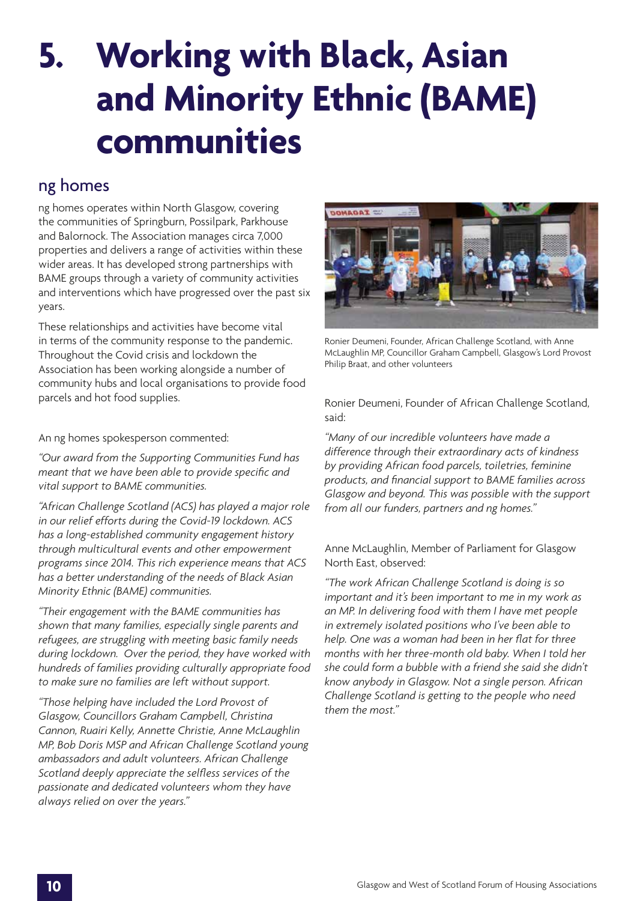# 5. Working with Black, Asian and Minority Ethnic (BAME) communities

## ng homes

ng homes operates within North Glasgow, covering the communities of Springburn, Possilpark, Parkhouse and Balornock. The Association manages circa 7,000 properties and delivers a range of activities within these wider areas. It has developed strong partnerships with BAME groups through a variety of community activities and interventions which have progressed over the past six years.

These relationships and activities have become vital in terms of the community response to the pandemic. Throughout the Covid crisis and lockdown the Association has been working alongside a number of community hubs and local organisations to provide food parcels and hot food supplies.

An ng homes spokesperson commented:

*"Our award from the Supporting Communities Fund has meant that we have been able to provide specific and vital support to BAME communities.*

*"African Challenge Scotland (ACS) has played a major role in our relief efforts during the Covid-19 lockdown. ACS has a long-established community engagement history through multicultural events and other empowerment programs since 2014. This rich experience means that ACS has a better understanding of the needs of Black Asian Minority Ethnic (BAME) communities.*

*"Their engagement with the BAME communities has shown that many families, especially single parents and refugees, are struggling with meeting basic family needs during lockdown. Over the period, they have worked with hundreds of families providing culturally appropriate food to make sure no families are left without support.*

*"Those helping have included the Lord Provost of Glasgow, Councillors Graham Campbell, Christina Cannon, Ruairi Kelly, Annette Christie, Anne McLaughlin MP, Bob Doris MSP and African Challenge Scotland young ambassadors and adult volunteers. African Challenge Scotland deeply appreciate the selfless services of the passionate and dedicated volunteers whom they have always relied on over the years."*

Ronier Deumeni, Founder, African Challenge Scotland, with Anne McLaughlin MP, Councillor Graham Campbell, Glasgow's Lord Provost Philip Braat, and other volunteers

Ronier Deumeni, Founder of African Challenge Scotland, said:

*"Many of our incredible volunteers have made a difference through their extraordinary acts of kindness by providing African food parcels, toiletries, feminine products, and financial support to BAME families across Glasgow and beyond. This was possible with the support from all our funders, partners and ng homes."*

Anne McLaughlin, Member of Parliament for Glasgow North East, observed:

*"The work African Challenge Scotland is doing is so important and it's been important to me in my work as an MP. In delivering food with them I have met people in extremely isolated positions who I've been able to help. One was a woman had been in her flat for three months with her three-month old baby. When I told her she could form a bubble with a friend she said she didn't know anybody in Glasgow. Not a single person. African Challenge Scotland is getting to the people who need them the most."*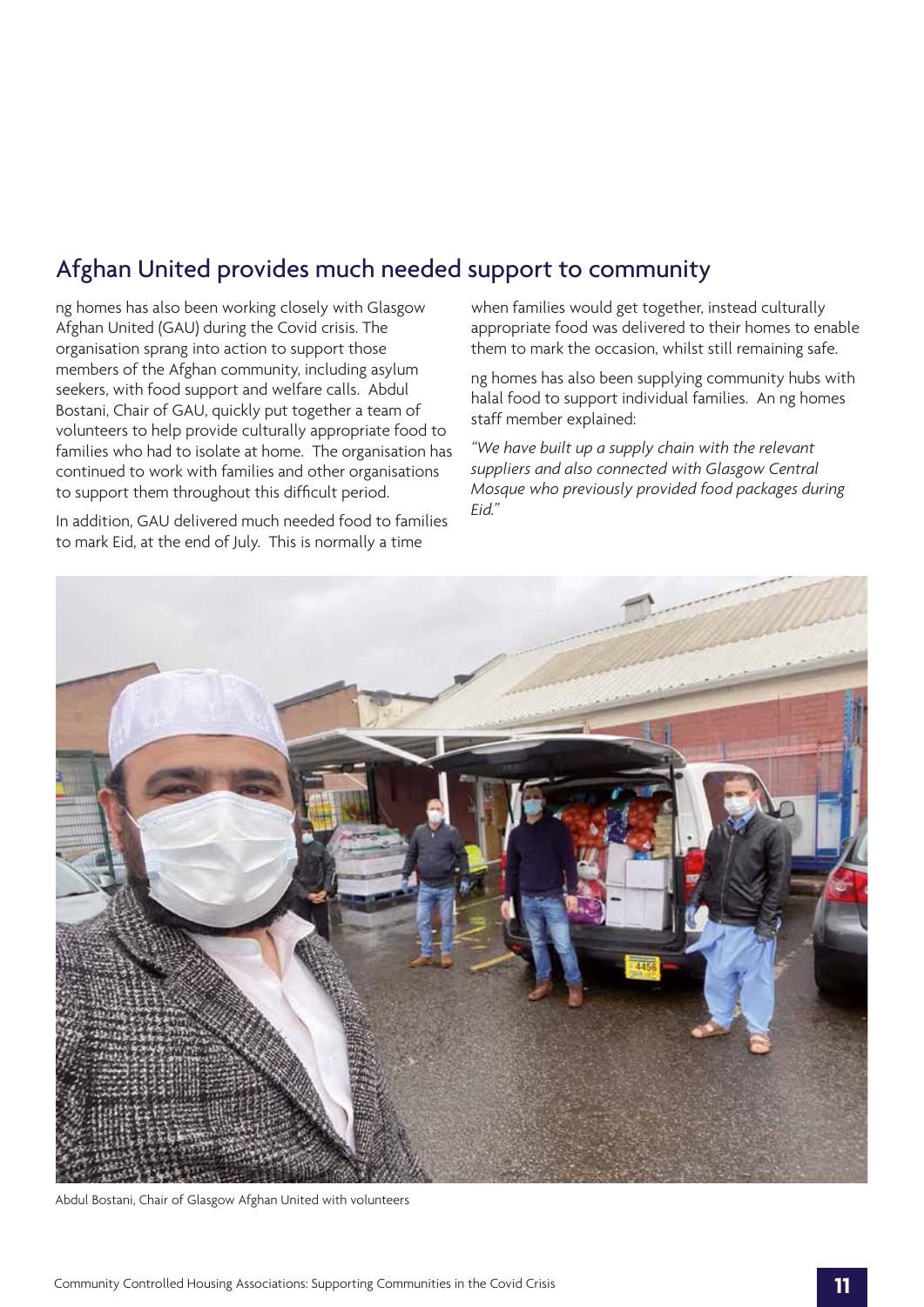## Afghan United provides much needed support to community

ng homes has also been working closely with Glasgow Afghan United (GAU) during the Covid crisis. The organisation sprang into action to support those members of the Afghan community, including asylum seekers, with food support and welfare calls. Abdul Bostani, Chair of GAU, quickly put together a team of volunteers to help provide culturally appropriate food to families who had to isolate at home. The organisation has continued to work with families and other organisations to support them throughout this difficult period.

In addition, GAU delivered much needed food to families to mark Eid, at the end of July. This is normally a time when families would get together, instead culturally appropriate food was delivered to their homes to enable them to mark the occasion, whilst still remaining safe.

ng homes has also been supplying community hubs with halal food to support individual families. An ng homes staff member explained:

*"We have built up a supply chain with the relevant suppliers and also connected with Glasgow Central Mosque who previously provided food packages during Eid."*

Abdul Bostani, Chair of Glasgow Afghan United with volunteers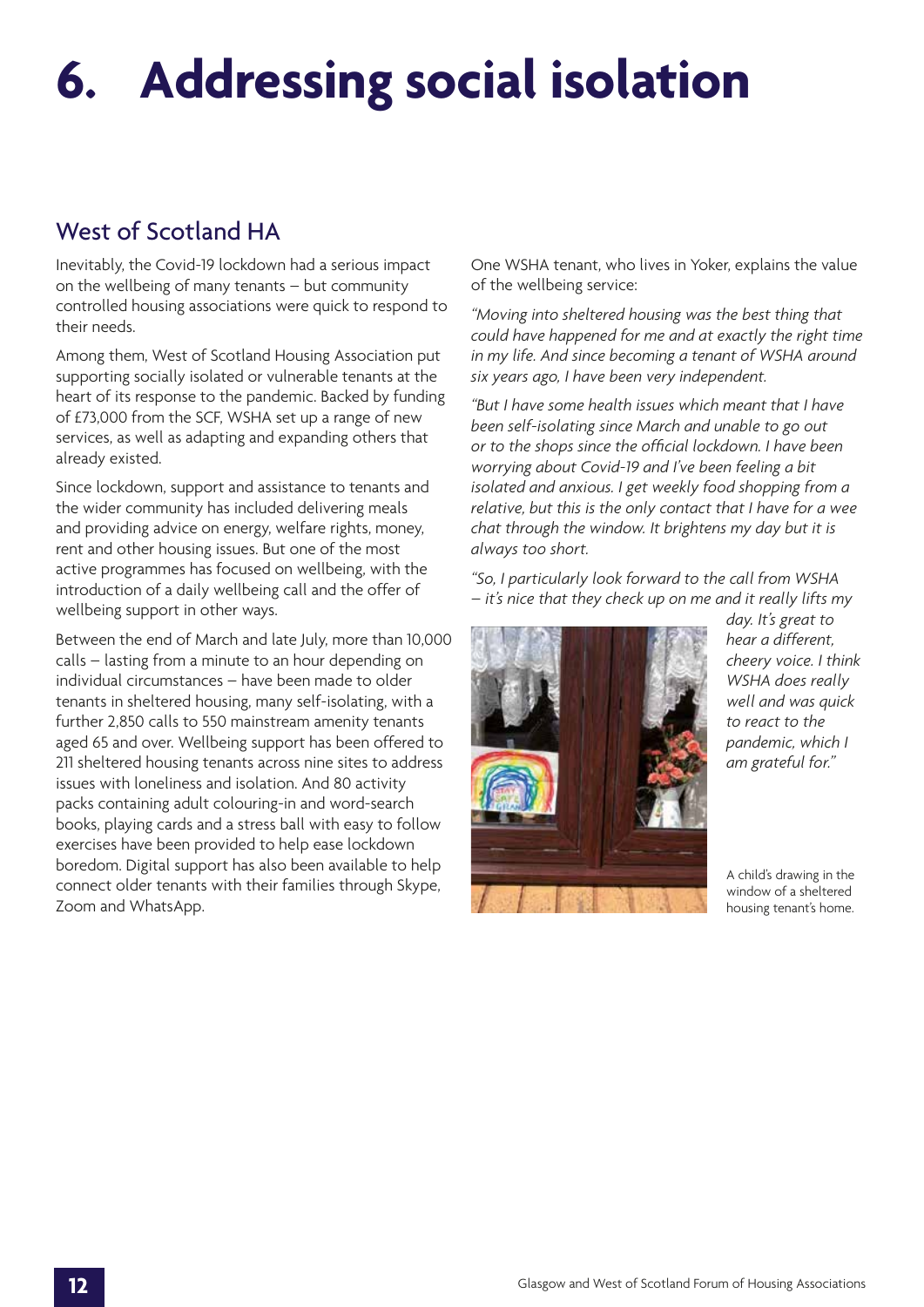# 6. Addressing social isolation

## West of Scotland HA

Inevitably, the Covid-19 lockdown had a serious impact on the wellbeing of many tenants – but community controlled housing associations were quick to respond to their needs.

Among them, West of Scotland Housing Association put supporting socially isolated or vulnerable tenants at the heart of its response to the pandemic. Backed by funding of £73,000 from the SCF, WSHA set up a range of new services, as well as adapting and expanding others that already existed.

Since lockdown, support and assistance to tenants and the wider community has included delivering meals and providing advice on energy, welfare rights, money, rent and other housing issues. But one of the most active programmes has focused on wellbeing, with the introduction of a daily wellbeing call and the offer of wellbeing support in other ways.

Between the end of March and late July, more than 10,000 calls – lasting from a minute to an hour depending on individual circumstances – have been made to older tenants in sheltered housing, many self-isolating, with a further 2,850 calls to 550 mainstream amenity tenants aged 65 and over. Wellbeing support has been offered to 211 sheltered housing tenants across nine sites to address issues with loneliness and isolation. And 80 activity packs containing adult colouring-in and word-search books, playing cards and a stress ball with easy to follow exercises have been provided to help ease lockdown boredom. Digital support has also been available to help connect older tenants with their families through Skype, Zoom and WhatsApp.

One WSHA tenant, who lives in Yoker, explains the value of the wellbeing service:

*"Moving into sheltered housing was the best thing that could have happened for me and at exactly the right time in my life. And since becoming a tenant of WSHA around six years ago, I have been very independent.*

*"But I have some health issues which meant that I have been self-isolating since March and unable to go out or to the shops since the official lockdown. I have been worrying about Covid-19 and I've been feeling a bit isolated and anxious. I get weekly food shopping from a relative, but this is the only contact that I have for a wee chat through the window. It brightens my day but it is always too short.*

*"So, I particularly look forward to the call from WSHA – it's nice that they check up on me and it really lifts my day. It's great to hear a different, cheery voice. I think WSHA does really well and was quick to react to the pandemic, which I am grateful for."*

A child's drawing in the window of a sheltered housing tenant's home.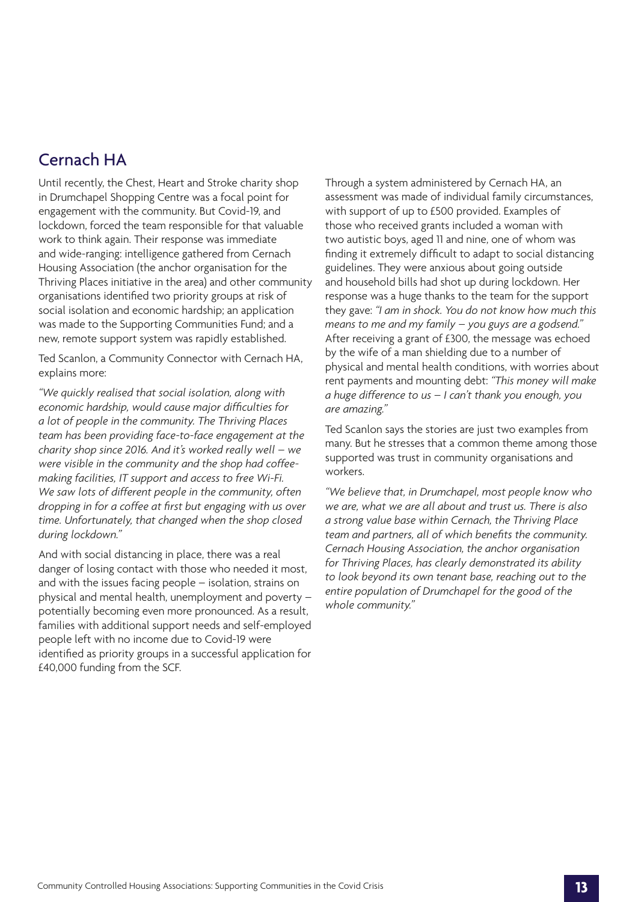## Cernach HA

Until recently, the Chest, Heart and Stroke charity shop in Drumchapel Shopping Centre was a focal point for engagement with the community. But Covid-19, and lockdown, forced the team responsible for that valuable work to think again. Their response was immediate and wide-ranging: intelligence gathered from Cernach Housing Association (the anchor organisation for the Thriving Places initiative in the area) and other community organisations identified two priority groups at risk of social isolation and economic hardship; an application was made to the Supporting Communities Fund; and a new, remote support system was rapidly established.

Ted Scanlon, a Community Connector with Cernach HA, explains more:

*"We quickly realised that social isolation, along with economic hardship, would cause major difficulties for a lot of people in the community. The Thriving Places team has been providing face-to-face engagement at the charity shop since 2016. And it's worked really well – we were visible in the community and the shop had coffee-making facilities, IT support and access to free Wi-Fi. We saw lots of different people in the community, often dropping in for a coffee at first but engaging with us over time. Unfortunately, that changed when the shop closed during lockdown."*

And with social distancing in place, there was a real danger of losing contact with those who needed it most, and with the issues facing people – isolation, strains on physical and mental health, unemployment and poverty – potentially becoming even more pronounced. As a result, families with additional support needs and self-employed people left with no income due to Covid-19 were identified as priority groups in a successful application for £40,000 funding from the SCF.

Through a system administered by Cernach HA, an assessment was made of individual family circumstances, with support of up to £500 provided. Examples of those who received grants included a woman with two autistic boys, aged 11 and nine, one of whom was finding it extremely difficult to adapt to social distancing guidelines. They were anxious about going outside and household bills had shot up during lockdown. Her response was a huge thanks to the team for the support they gave: *"I am in shock. You do not know how much this means to me and my family – you guys are a godsend."* After receiving a grant of £300, the message was echoed by the wife of a man shielding due to a number of physical and mental health conditions, with worries about rent payments and mounting debt: *"This money will make a huge difference to us – I can't thank you enough, you are amazing."*

Ted Scanlon says the stories are just two examples from many. But he stresses that a common theme among those supported was trust in community organisations and workers.

*"We believe that, in Drumchapel, most people know who we are, what we are all about and trust us. There is also a strong value base within Cernach, the Thriving Place team and partners, all of which benefits the community. Cernach Housing Association, the anchor organisation for Thriving Places, has clearly demonstrated its ability to look beyond its own tenant base, reaching out to the entire population of Drumchapel for the good of the whole community."*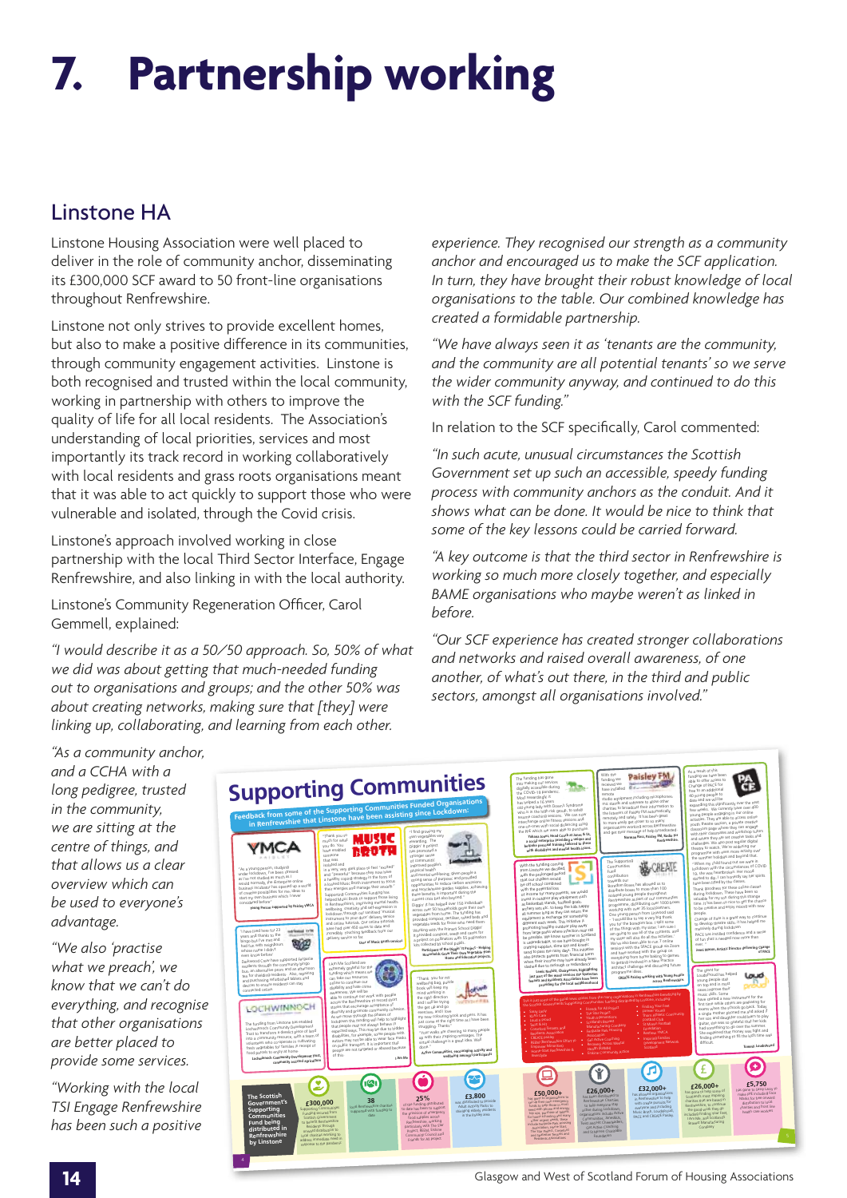# 7. Partnership working

## Linstone HA

Linstone Housing Association were well placed to deliver in the role of community anchor, disseminating its £300,000 SCF award to 50 front-line organisations throughout Renfrewshire.

Linstone not only strives to provide excellent homes, but also to make a positive difference in its communities, through community engagement activities. Linstone is both recognised and trusted within the local community, working in partnership with others to improve the quality of life for all local residents. The Association's understanding of local priorities, services and most importantly its track record in working collaboratively with local residents and grass roots organisations meant that it was able to act quickly to support those who were vulnerable and isolated, through the Covid crisis.

Linstone's approach involved working in close partnership with the local Third Sector Interface, Engage Renfrewshire, and also linking in with the local authority.

Linstone's Community Regeneration Officer, Carol Gemmell, explained:

*"I would describe it as a 50/50 approach. So, 50% of what we did was about getting that much-needed funding out to organisations and groups; and the other 50% was about creating networks, making sure that [they] were linking up, collaborating, and learning from each other.*

*"As a community anchor, and a CCHA with a long pedigree, trusted in the community, we are sitting at the centre of things, and that allows us a clear overview which can be used to everyone's advantage.*

*"We also 'practise what we preach', we know that we can't do everything, and recognise that other organisations are better placed to provide some services.*

*"Working with the local TSI Engage Renfrewshire has been such a positive experience. They recognised our strength as a community anchor and encouraged us to make the SCF application. In turn, they have brought their robust knowledge of local organisations to the table. Our combined knowledge has created a formidable partnership.*

*"We have always seen it as 'tenants are the community, and the community are all potential tenants' so we serve the wider community anyway, and continued to do this with the SCF funding."*

In relation to the SCF specifically, Carol commented:

*"In such acute, unusual circumstances the Scottish Government set up such an accessible, speedy funding process with community anchors as the conduit. And it shows what can be done. It would be nice to think that some of the key lessons could be carried forward.*

*"A key outcome is that the third sector in Renfrewshire is working so much more closely together, and especially BAME organisations who maybe weren't as linked in before.*

*"Our SCF experience has created stronger collaborations and networks and raised overall awareness, of one another, of what's out there, in the third and public sectors, amongst all organisations involved."*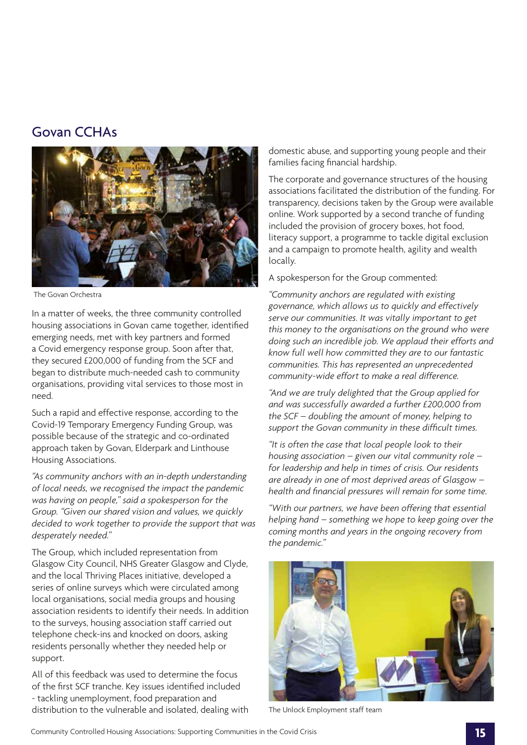## Govan CCHAs

The Govan Orchestra

In a matter of weeks, the three community controlled housing associations in Govan came together, identified emerging needs, met with key partners and formed a Covid emergency response group. Soon after that, they secured £200,000 of funding from the SCF and began to distribute much-needed cash to community organisations, providing vital services to those most in need.

Such a rapid and effective response, according to the Covid-19 Temporary Emergency Funding Group, was possible because of the strategic and co-ordinated approach taken by Govan, Elderpark and Linthouse Housing Associations.

*"As community anchors with an in-depth understanding of local needs, we recognised the impact the pandemic was having on people," said a spokesperson for the Group. "Given our shared vision and values, we quickly decided to work together to provide the support that was desperately needed."*

The Group, which included representation from Glasgow City Council, NHS Greater Glasgow and Clyde, and the local Thriving Places initiative, developed a series of online surveys which were circulated among local organisations, social media groups and housing association residents to identify their needs. In addition to the surveys, housing association staff carried out telephone check-ins and knocked on doors, asking residents personally whether they needed help or support.

All of this feedback was used to determine the focus of the first SCF tranche. Key issues identified included - tackling unemployment, food preparation and distribution to the vulnerable and isolated, dealing with domestic abuse, and supporting young people and their families facing financial hardship.

The corporate and governance structures of the housing associations facilitated the distribution of the funding. For transparency, decisions taken by the Group were available online. Work supported by a second tranche of funding included the provision of grocery boxes, hot food, literacy support, a programme to tackle digital exclusion and a campaign to promote health, agility and wealth locally.

A spokesperson for the Group commented:

*"Community anchors are regulated with existing governance, which allows us to quickly and effectively serve our communities. It was vitally important to get this money to the organisations on the ground who were doing such an incredible job. We applaud their efforts and know full well how committed they are to our fantastic communities. This has represented an unprecedented community-wide effort to make a real difference.*

*"And we are truly delighted that the Group applied for and was successfully awarded a further £200,000 from the SCF – doubling the amount of money, helping to support the Govan community in these difficult times.*

*"It is often the case that local people look to their housing association – given our vital community role – for leadership and help in times of crisis. Our residents are already in one of most deprived areas of Glasgow – health and financial pressures will remain for some time.*

*"With our partners, we have been offering that essential helping hand – something we hope to keep going over the coming months and years in the ongoing recovery from the pandemic."*

The Unlock Employment staff team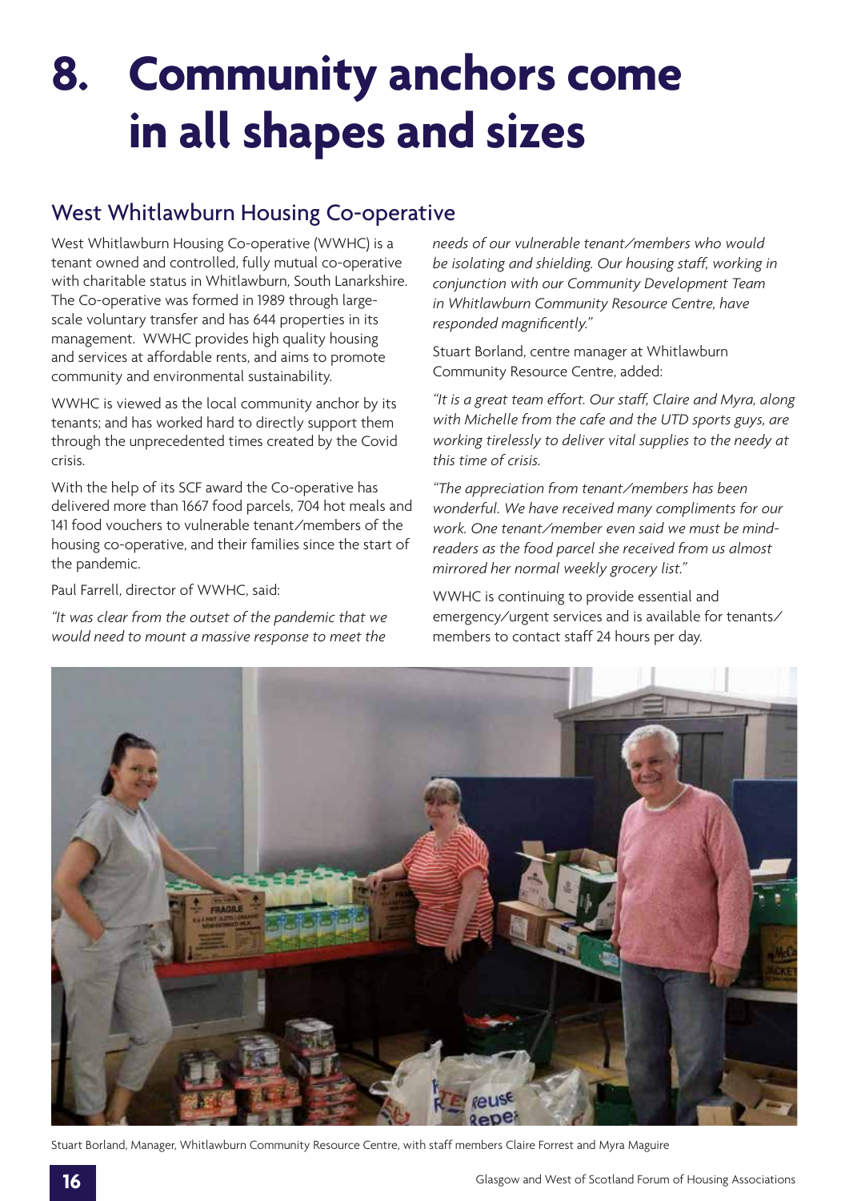# 8. Community anchors come in all shapes and sizes

## West Whitlawburn Housing Co-operative

West Whitlawburn Housing Co-operative (WWHC) is a tenant owned and controlled, fully mutual co-operative with charitable status in Whitlawburn, South Lanarkshire. The Co-operative was formed in 1989 through large-scale voluntary transfer and has 644 properties in its management. WWHC provides high quality housing and services at affordable rents, and aims to promote community and environmental sustainability.

WWHC is viewed as the local community anchor by its tenants; and has worked hard to directly support them through the unprecedented times created by the Covid crisis.

With the help of its SCF award the Co-operative has delivered more than 1667 food parcels, 704 hot meals and 141 food vouchers to vulnerable tenant/members of the housing co-operative, and their families since the start of the pandemic.

Paul Farrell, director of WWHC, said:

*"It was clear from the outset of the pandemic that we would need to mount a massive response to meet the needs of our vulnerable tenant/members who would be isolating and shielding. Our housing staff, working in conjunction with our Community Development Team in Whitlawburn Community Resource Centre, have responded magnificently."*

Stuart Borland, centre manager at Whitlawburn Community Resource Centre, added:

*"It is a great team effort. Our staff, Claire and Myra, along with Michelle from the cafe and the UTD sports guys, are working tirelessly to deliver vital supplies to the needy at this time of crisis.*

*"The appreciation from tenant/members has been wonderful. We have received many compliments for our work. One tenant/member even said we must be mind-readers as the food parcel she received from us almost mirrored her normal weekly grocery list."*

WWHC is continuing to provide essential and emergency/urgent services and is available for tenants/members to contact staff 24 hours per day.

Stuart Borland, Manager, Whitlawburn Community Resource Centre, with staff members Claire Forrest and Myra Maguire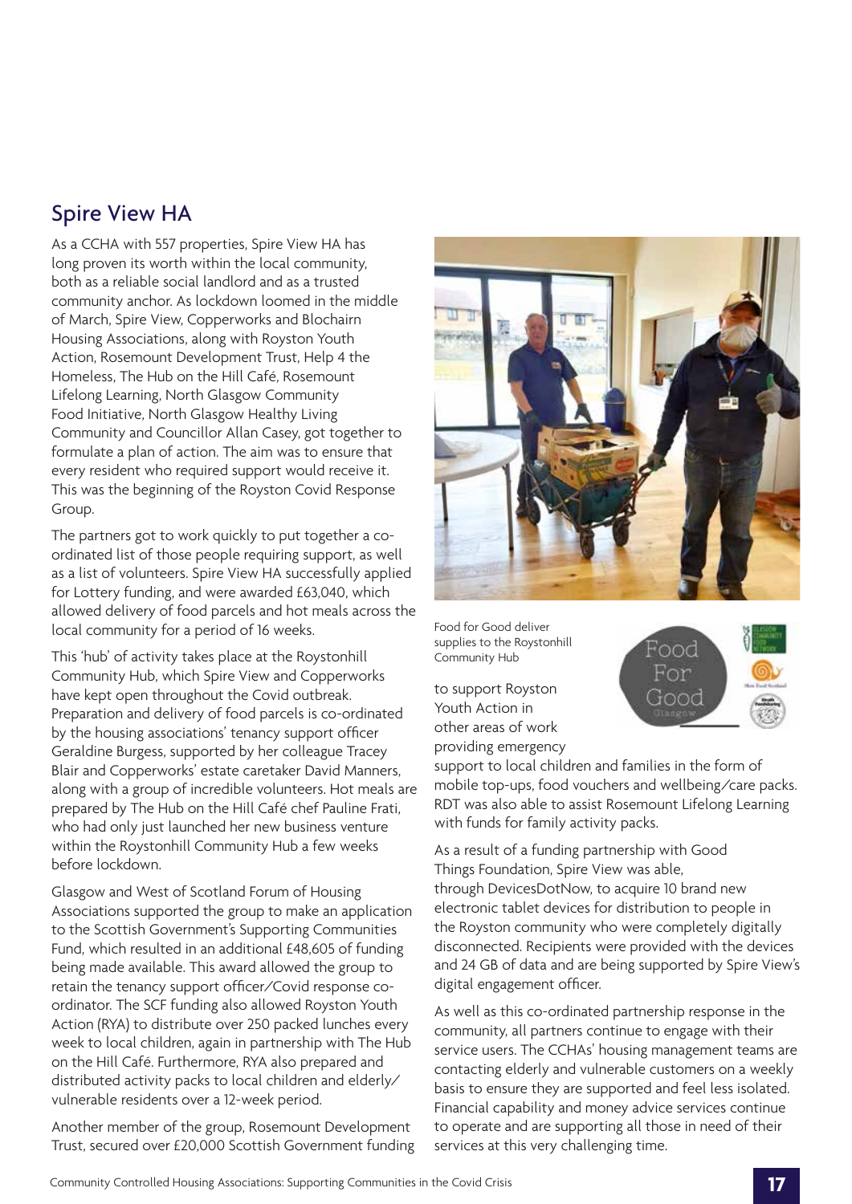## Spire View HA

As a CCHA with 557 properties, Spire View HA has long proven its worth within the local community, both as a reliable social landlord and as a trusted community anchor. As lockdown loomed in the middle of March, Spire View, Copperworks and Blochairn Housing Associations, along with Royston Youth Action, Rosemount Development Trust, Help 4 the Homeless, The Hub on the Hill Café, Rosemount Lifelong Learning, North Glasgow Community Food Initiative, North Glasgow Healthy Living Community and Councillor Allan Casey, got together to formulate a plan of action. The aim was to ensure that every resident who required support would receive it. This was the beginning of the Royston Covid Response Group.

The partners got to work quickly to put together a co-ordinated list of those people requiring support, as well as a list of volunteers. Spire View HA successfully applied for Lottery funding, and were awarded £63,040, which allowed delivery of food parcels and hot meals across the local community for a period of 16 weeks.

This 'hub' of activity takes place at the Roystonhill Community Hub, which Spire View and Copperworks have kept open throughout the Covid outbreak. Preparation and delivery of food parcels is co-ordinated by the housing associations' tenancy support officer Geraldine Burgess, supported by her colleague Tracey Blair and Copperworks' estate caretaker David Manners, along with a group of incredible volunteers. Hot meals are prepared by The Hub on the Hill Café chef Pauline Frati, who had only just launched her new business venture within the Roystonhill Community Hub a few weeks before lockdown.

Glasgow and West of Scotland Forum of Housing Associations supported the group to make an application to the Scottish Government's Supporting Communities Fund, which resulted in an additional £48,605 of funding being made available. This award allowed the group to retain the tenancy support officer/Covid response co-ordinator. The SCF funding also allowed Royston Youth Action (RYA) to distribute over 250 packed lunches every week to local children, again in partnership with The Hub on the Hill Café. Furthermore, RYA also prepared and distributed activity packs to local children and elderly/vulnerable residents over a 12-week period.

Another member of the group, Rosemount Development Trust, secured over £20,000 Scottish Government funding to support Royston Youth Action in other areas of work providing emergency support to local children and families in the form of mobile top-ups, food vouchers and wellbeing/care packs. RDT was also able to assist Rosemount Lifelong Learning with funds for family activity packs.

Food for Good deliver supplies to the Roystonhill Community Hub

As a result of a funding partnership with Good Things Foundation, Spire View was able, through DevicesDotNow, to acquire 10 brand new electronic tablet devices for distribution to people in the Royston community who were completely digitally disconnected. Recipients were provided with the devices and 24 GB of data and are being supported by Spire View's digital engagement officer.

As well as this co-ordinated partnership response in the community, all partners continue to engage with their service users. The CCHAs' housing management teams are contacting elderly and vulnerable customers on a weekly basis to ensure they are supported and feel less isolated. Financial capability and money advice services continue to operate and are supporting all those in need of their services at this very challenging time.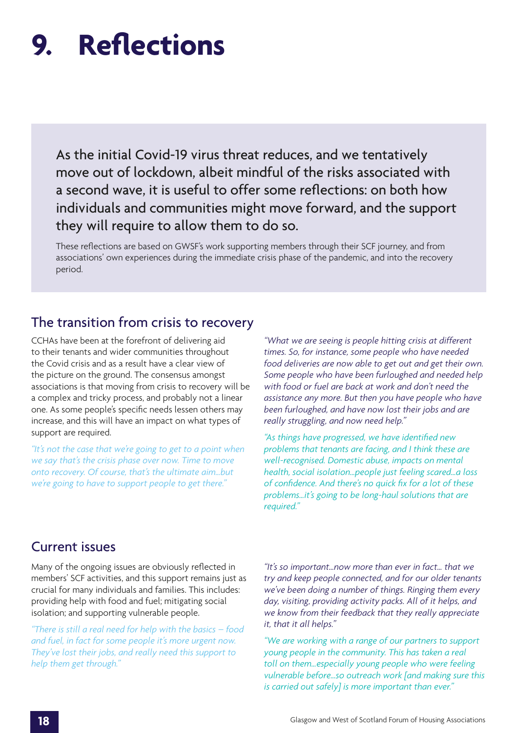# 9. Reflections

As the initial Covid-19 virus threat reduces, and we tentatively move out of lockdown, albeit mindful of the risks associated with a second wave, it is useful to offer some reflections: on both how individuals and communities might move forward, and the support they will require to allow them to do so.

These reflections are based on GWSF's work supporting members through their SCF journey, and from associations' own experiences during the immediate crisis phase of the pandemic, and into the recovery period.

## The transition from crisis to recovery

CCHAs have been at the forefront of delivering aid to their tenants and wider communities throughout the Covid crisis and as a result have a clear view of the picture on the ground. The consensus amongst associations is that moving from crisis to recovery will be a complex and tricky process, and probably not a linear one. As some people's specific needs lessen others may increase, and this will have an impact on what types of support are required.

*"It's not the case that we're going to get to a point when we say that's the crisis phase over now. Time to move onto recovery. Of course, that's the ultimate aim...but we're going to have to support people to get there."*

*"What we are seeing is people hitting crisis at different times. So, for instance, some people who have needed food deliveries are now able to get out and get their own. Some people who have been furloughed and needed help with food or fuel are back at work and don't need the assistance any more. But then you have people who have been furloughed, and have now lost their jobs and are really struggling, and now need help."*

*"As things have progressed, we have identified new problems that tenants are facing, and I think these are well-recognised. Domestic abuse, impacts on mental health, social isolation...people just feeling scared...a loss of confidence. And there's no quick fix for a lot of these problems...it's going to be long-haul solutions that are required."*

## Current issues

Many of the ongoing issues are obviously reflected in members' SCF activities, and this support remains just as crucial for many individuals and families. This includes: providing help with food and fuel; mitigating social isolation; and supporting vulnerable people.

*"There is still a real need for help with the basics – food and fuel, in fact for some people it's more urgent now. They've lost their jobs, and really need this support to help them get through."*

*"It's so important...now more than ever in fact... that we try and keep people connected, and for our older tenants we've been doing a number of things. Ringing them every day, visiting, providing activity packs. All of it helps, and we know from their feedback that they really appreciate it, that it all helps."*

*"We are working with a range of our partners to support young people in the community. This has taken a real toll on them...especially young people who were feeling vulnerable before...so outreach work [and making sure this is carried out safely] is more important than ever."*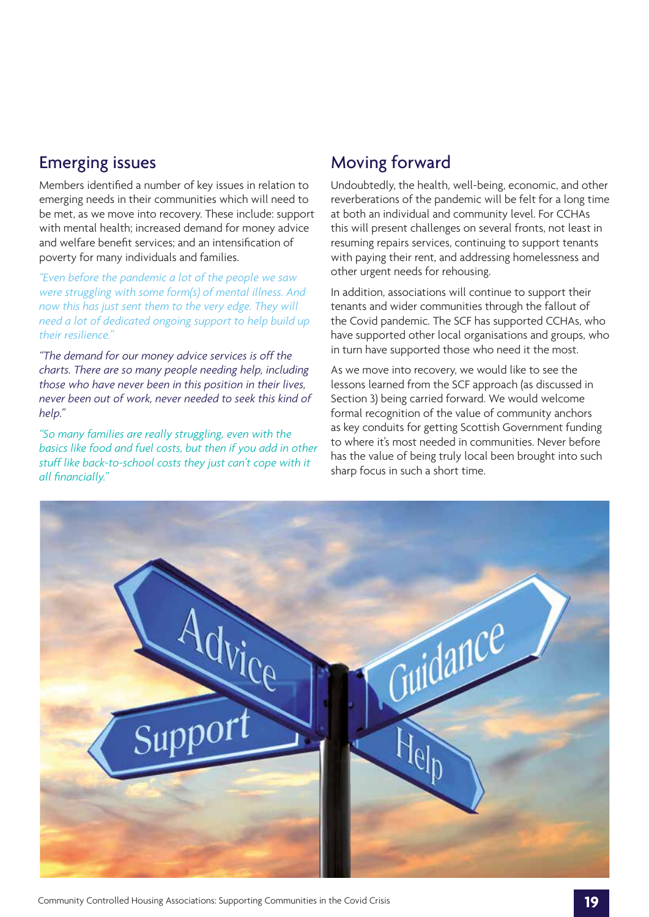## Emerging issues

Members identified a number of key issues in relation to emerging needs in their communities which will need to be met, as we move into recovery. These include: support with mental health; increased demand for money advice and welfare benefit services; and an intensification of poverty for many individuals and families.

*"Even before the pandemic a lot of the people we saw were struggling with some form(s) of mental illness. And now this has just sent them to the very edge. They will need a lot of dedicated ongoing support to help build up their resilience."*

*"The demand for our money advice services is off the charts. There are so many people needing help, including those who have never been in this position in their lives, never been out of work, never needed to seek this kind of help."*

*"So many families are really struggling, even with the basics like food and fuel costs, but then if you add in other stuff like back-to-school costs they just can't cope with it all financially."*

## Moving forward

Undoubtedly, the health, well-being, economic, and other reverberations of the pandemic will be felt for a long time at both an individual and community level. For CCHAs this will present challenges on several fronts, not least in resuming repairs services, continuing to support tenants with paying their rent, and addressing homelessness and other urgent needs for rehousing.

In addition, associations will continue to support their tenants and wider communities through the fallout of the Covid pandemic. The SCF has supported CCHAs, who have supported other local organisations and groups, who in turn have supported those who need it the most.

As we move into recovery, we would like to see the lessons learned from the SCF approach (as discussed in Section 3) being carried forward. We would welcome formal recognition of the value of community anchors as key conduits for getting Scottish Government funding to where it's most needed in communities. Never before has the value of being truly local been brought into such sharp focus in such a short time.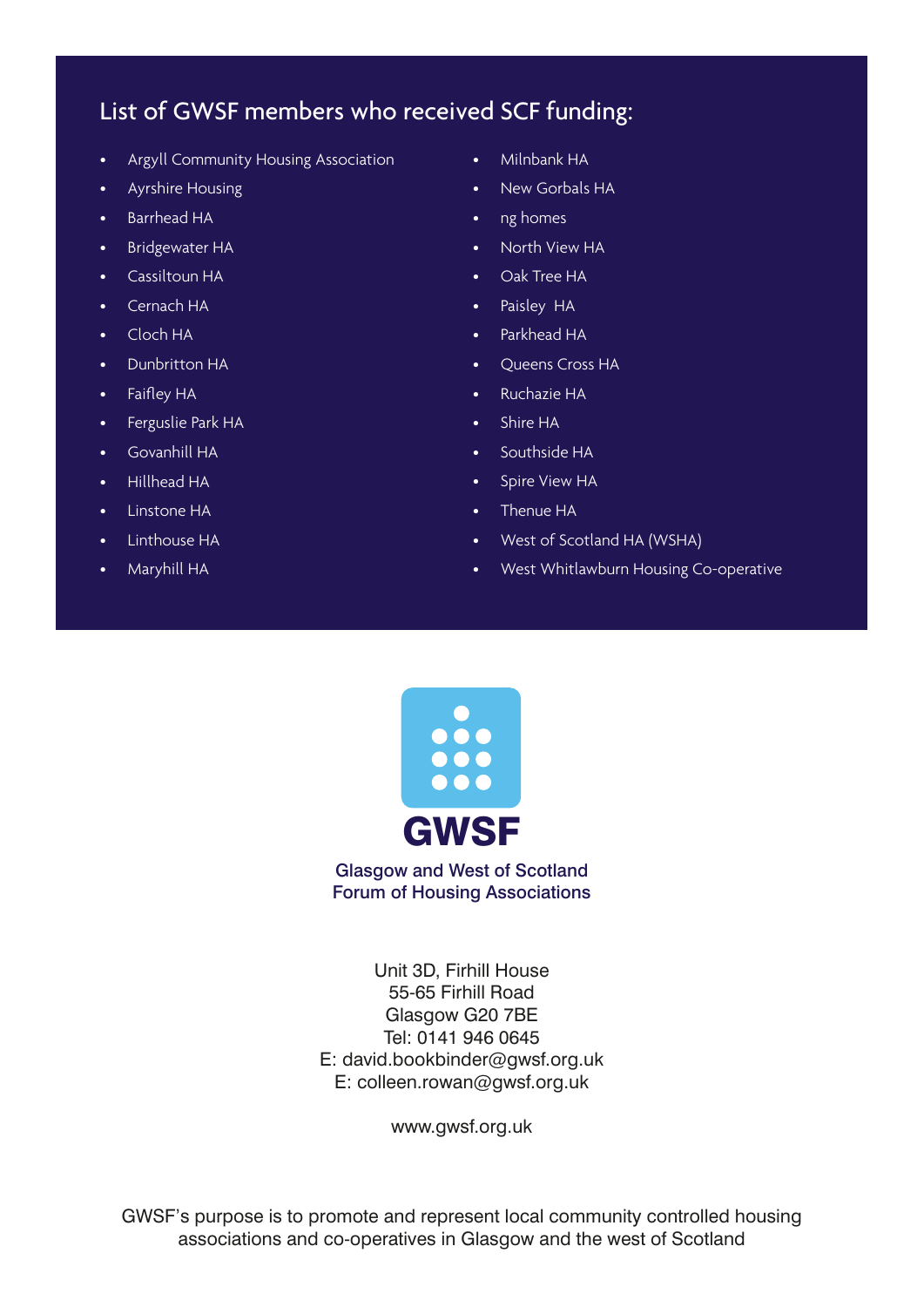## List of GWSF members who received SCF funding:

- Argyll Community Housing Association
- Ayrshire Housing
- Barrhead HA
- Bridgewater HA
- Cassiltoun HA
- Cernach HA
- Cloch HA
- Dunbritton HA
- Faifley HA
- Ferguslie Park HA
- Govanhill HA
- Hillhead HA
- Linstone HA
- Linthouse HA
- Maryhill HA
- Milnbank HA
- New Gorbals HA
- ng homes
- North View HA
- Oak Tree HA
- Paisley HA
- Parkhead HA
- Queens Cross HA
- Ruchazie HA
- Shire HA
- Southside HA
- Spire View HA
- Thenue HA
- West of Scotland HA (WSHA)
- West Whitlawburn Housing Co-operative

GWSF

Glasgow and West of Scotland
Forum of Housing Associations

Unit 3D, Firhill House
55-65 Firhill Road
Glasgow G20 7BE
Tel: 0141 946 0645
E: david.bookbinder@gwsf.org.uk
E: colleen.rowan@gwsf.org.uk

www.gwsf.org.uk

GWSF's purpose is to promote and represent local community controlled housing associations and co-operatives in Glasgow and the west of Scotland